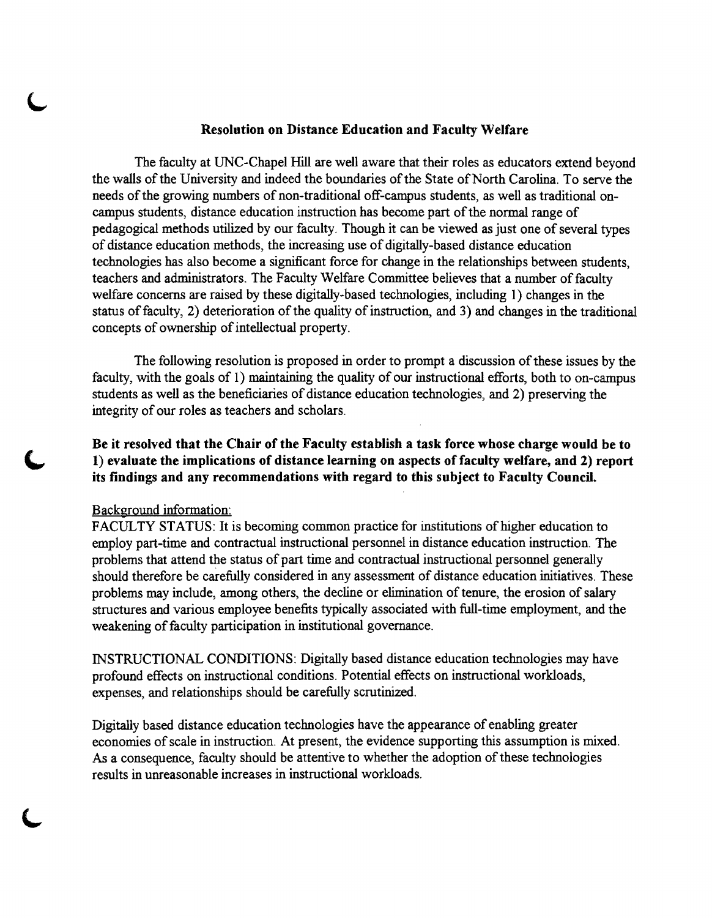# Resolution on Distance Education and Faculty Welfare

The faculty at UNC-Chapel Hill are well aware that their roles as educators extend beyond the walls of the University and indeed the boundaries of the State of North Carolina. To serve the needs of the growing numbers of non-traditional off-campus students, as well as traditional on-campus students, distance education instruction has become part of the normal range of pedagogical methods utilized by our faculty. Though it can be viewed as just one of several types of distance education methods, the increasing use of digitally-based distance education technologies has also become a significant force for change in the relationships between students, teachers and administrators. The Faculty Welfare Committee believes that a number of faculty welfare concerns are raised by these digitally-based technologies, including 1) changes in the status of faculty, 2) deterioration of the quality of instruction, and 3) and changes in the traditional concepts of ownership of intellectual property.

The following resolution is proposed in order to prompt a discussion of these issues by the faculty, with the goals of 1) maintaining the quality of our instructional efforts, both to on-campus students as well as the beneficiaries of distance education technologies, and 2) preserving the integrity of our roles as teachers and scholars.

**Be it resolved that the Chair of the Faculty establish a task force whose charge would be to 1) evaluate the implications of distance learning on aspects of faculty welfare, and 2) report its findings and any recommendations with regard to this subject to Faculty Council.**

Background information:

FACULTY STATUS: It is becoming common practice for institutions of higher education to employ part-time and contractual instructional personnel in distance education instruction. The problems that attend the status of part time and contractual instructional personnel generally should therefore be carefully considered in any assessment of distance education initiatives. These problems may include, among others, the decline or elimination of tenure, the erosion of salary structures and various employee benefits typically associated with full-time employment, and the weakening of faculty participation in institutional governance.

INSTRUCTIONAL CONDITIONS: Digitally based distance education technologies may have profound effects on instructional conditions. Potential effects on instructional workloads, expenses, and relationships should be carefully scrutinized.

Digitally based distance education technologies have the appearance of enabling greater economies of scale in instruction. At present, the evidence supporting this assumption is mixed. As a consequence, faculty should be attentive to whether the adoption of these technologies results in unreasonable increases in instructional workloads.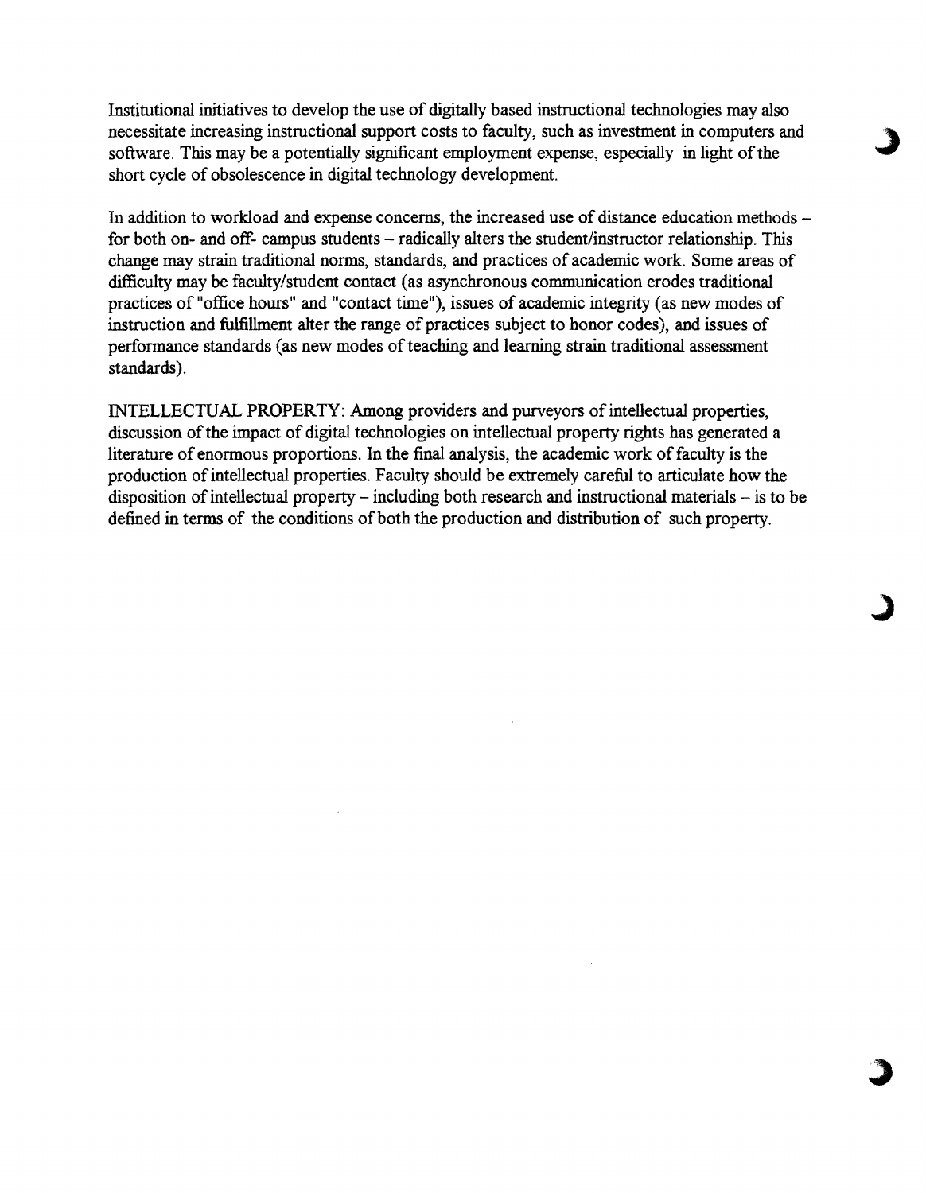Institutional initiatives to develop the use of digitally based instructional technologies may also necessitate increasing instructional support costs to faculty, such as investment in computers and software. This may be a potentially significant employment expense, especially in light of the short cycle of obsolescence in digital technology development.

In addition to workload and expense concerns, the increased use of distance education methods – for both on- and off- campus students – radically alters the student/instructor relationship. This change may strain traditional norms, standards, and practices of academic work. Some areas of difficulty may be faculty/student contact (as asynchronous communication erodes traditional practices of "office hours" and "contact time"), issues of academic integrity (as new modes of instruction and fulfillment alter the range of practices subject to honor codes), and issues of performance standards (as new modes of teaching and learning strain traditional assessment standards).

INTELLECTUAL PROPERTY: Among providers and purveyors of intellectual properties, discussion of the impact of digital technologies on intellectual property rights has generated a literature of enormous proportions. In the final analysis, the academic work of faculty is the production of intellectual properties. Faculty should be extremely careful to articulate how the disposition of intellectual property – including both research and instructional materials – is to be defined in terms of the conditions of both the production and distribution of such property.